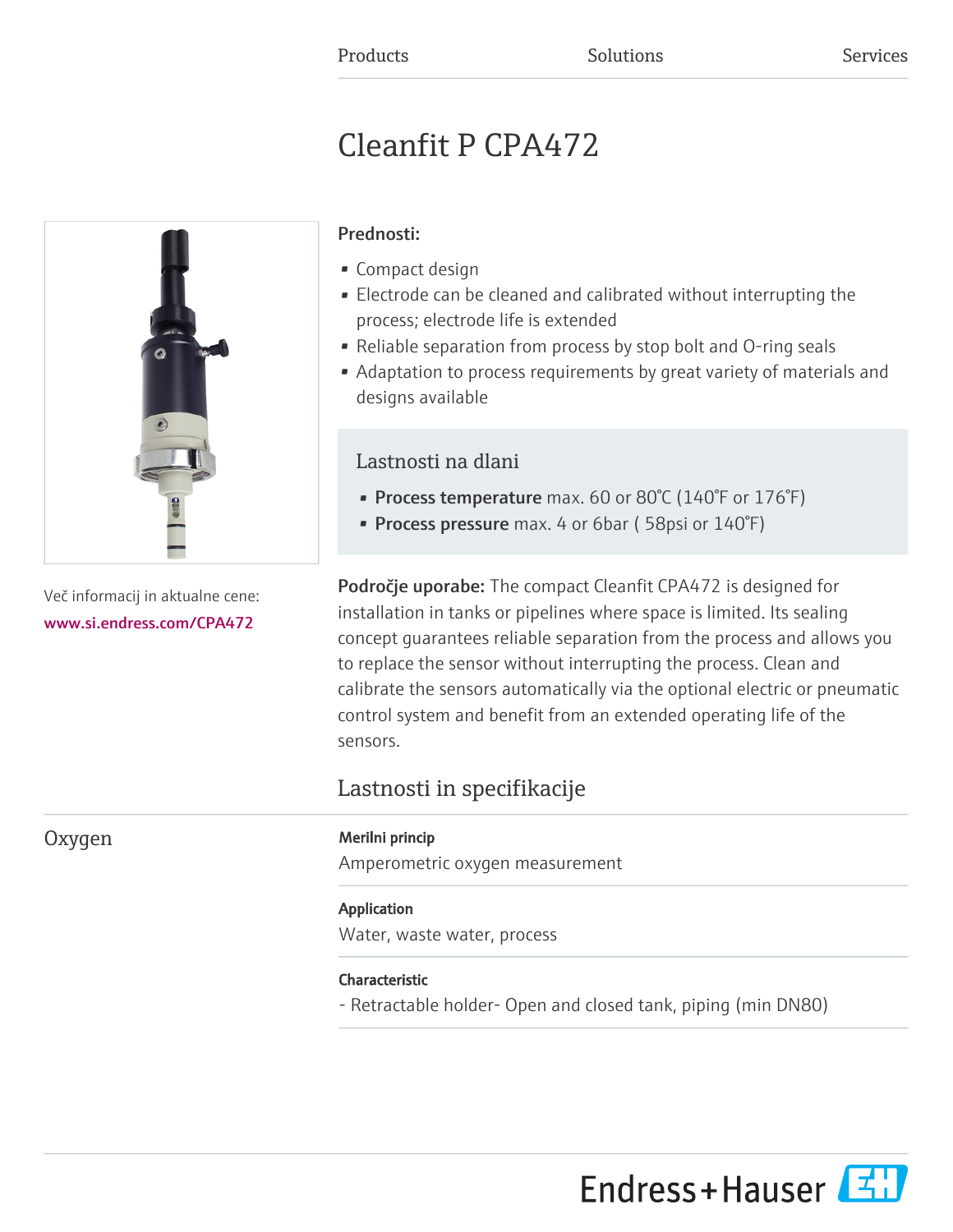Products Solutions Services

# Cleanfit P CPA472

**Prednosti:**

- Compact design
- Electrode can be cleaned and calibrated without interrupting the process; electrode life is extended
- Reliable separation from process by stop bolt and O-ring seals
- Adaptation to process requirements by great variety of materials and designs available

## Lastnosti na dlani

- **Process temperature** max. 60 or 80°C (140°F or 176°F)
- **Process pressure** max. 4 or 6bar ( 58psi or 140°F)

Več informacij in aktualne cene:
www.si.endress.com/CPA472

**Področje uporabe:** The compact Cleanfit CPA472 is designed for installation in tanks or pipelines where space is limited. Its sealing concept guarantees reliable separation from the process and allows you to replace the sensor without interrupting the process. Clean and calibrate the sensors automatically via the optional electric or pneumatic control system and benefit from an extended operating life of the sensors.

## Lastnosti in specifikacije

### Oxygen

**Merilni princip**

Amperometric oxygen measurement

**Application**

Water, waste water, process

**Characteristic**

- Retractable holder- Open and closed tank, piping (min DN80)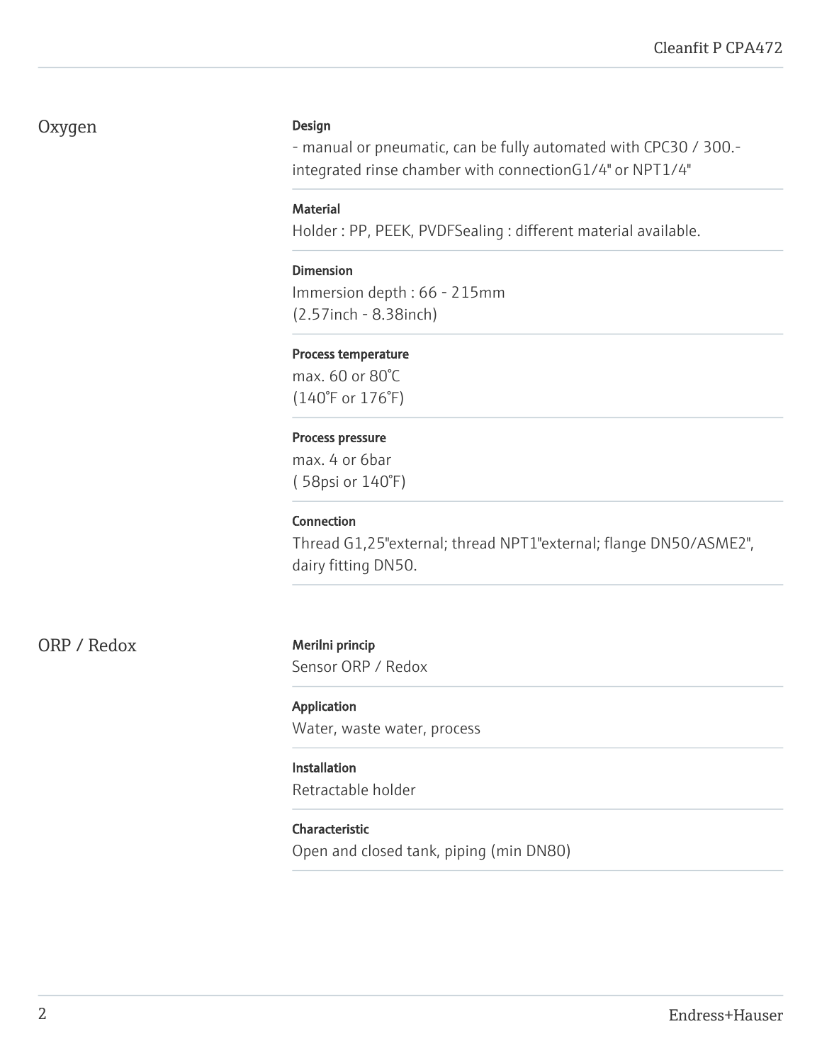## Oxygen

**Design**

- manual or pneumatic, can be fully automated with CPC30 / 300.- integrated rinse chamber with connectionG1/4" or NPT1/4"

**Material**

Holder : PP, PEEK, PVDFSealing : different material available.

**Dimension**

Immersion depth : 66 - 215mm
(2.57inch - 8.38inch)

**Process temperature**

max. 60 or 80°C
(140°F or 176°F)

**Process pressure**

max. 4 or 6bar
( 58psi or 140°F)

**Connection**

Thread G1,25"external; thread NPT1"external; flange DN50/ASME2", dairy fitting DN50.

## ORP / Redox

**Merilni princip**

Sensor ORP / Redox

**Application**

Water, waste water, process

**Installation**

Retractable holder

**Characteristic**

Open and closed tank, piping (min DN80)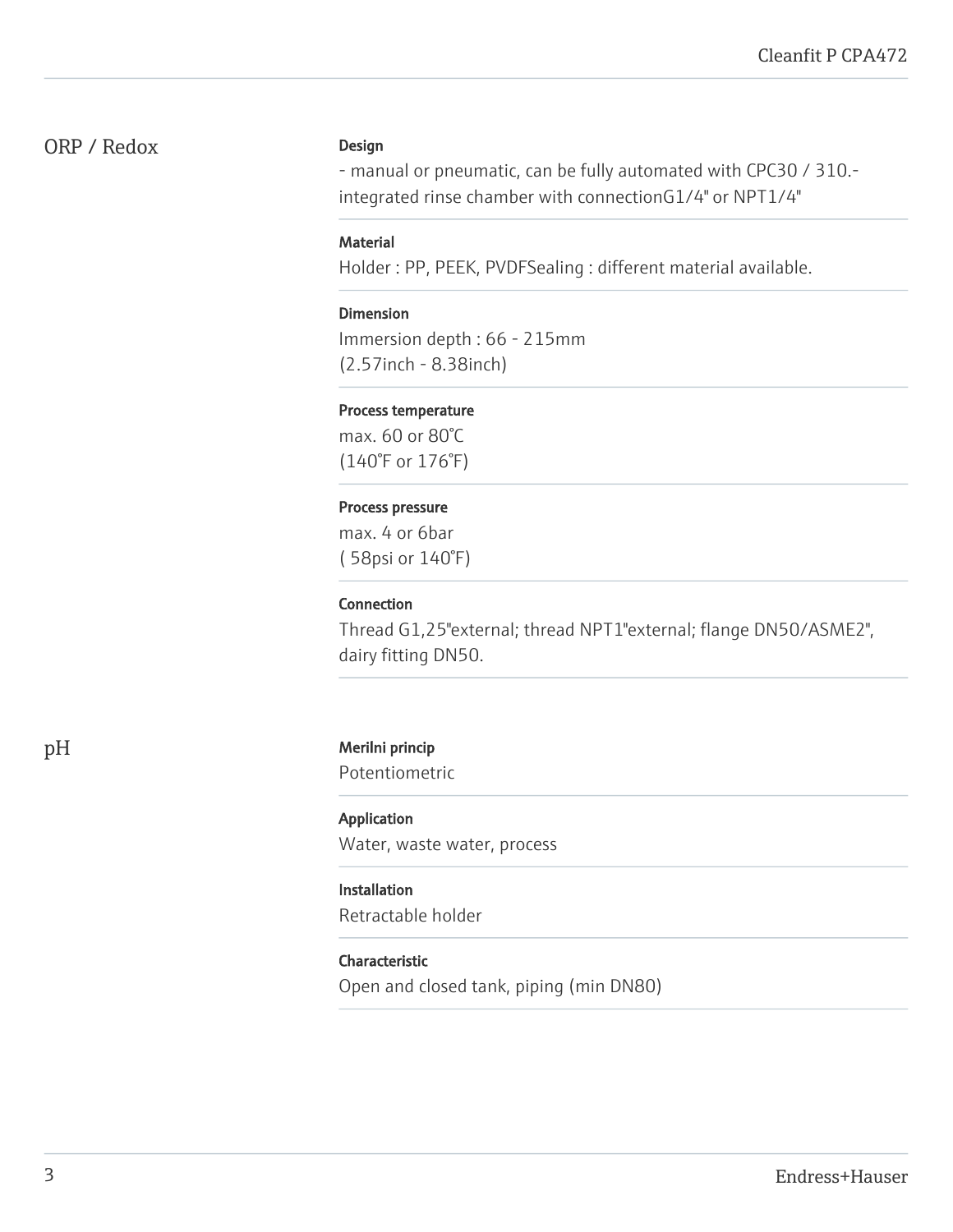## ORP / Redox

**Design**

- manual or pneumatic, can be fully automated with CPC30 / 310.- integrated rinse chamber with connectionG1/4" or NPT1/4"

**Material**

Holder : PP, PEEK, PVDFSealing : different material available.

**Dimension**

Immersion depth : 66 - 215mm
(2.57inch - 8.38inch)

**Process temperature**

max. 60 or 80°C
(140°F or 176°F)

**Process pressure**

max. 4 or 6bar
( 58psi or 140°F)

**Connection**

Thread G1,25"external; thread NPT1"external; flange DN50/ASME2", dairy fitting DN50.

## pH

**Merilni princip**

Potentiometric

**Application**

Water, waste water, process

**Installation**

Retractable holder

**Characteristic**

Open and closed tank, piping (min DN80)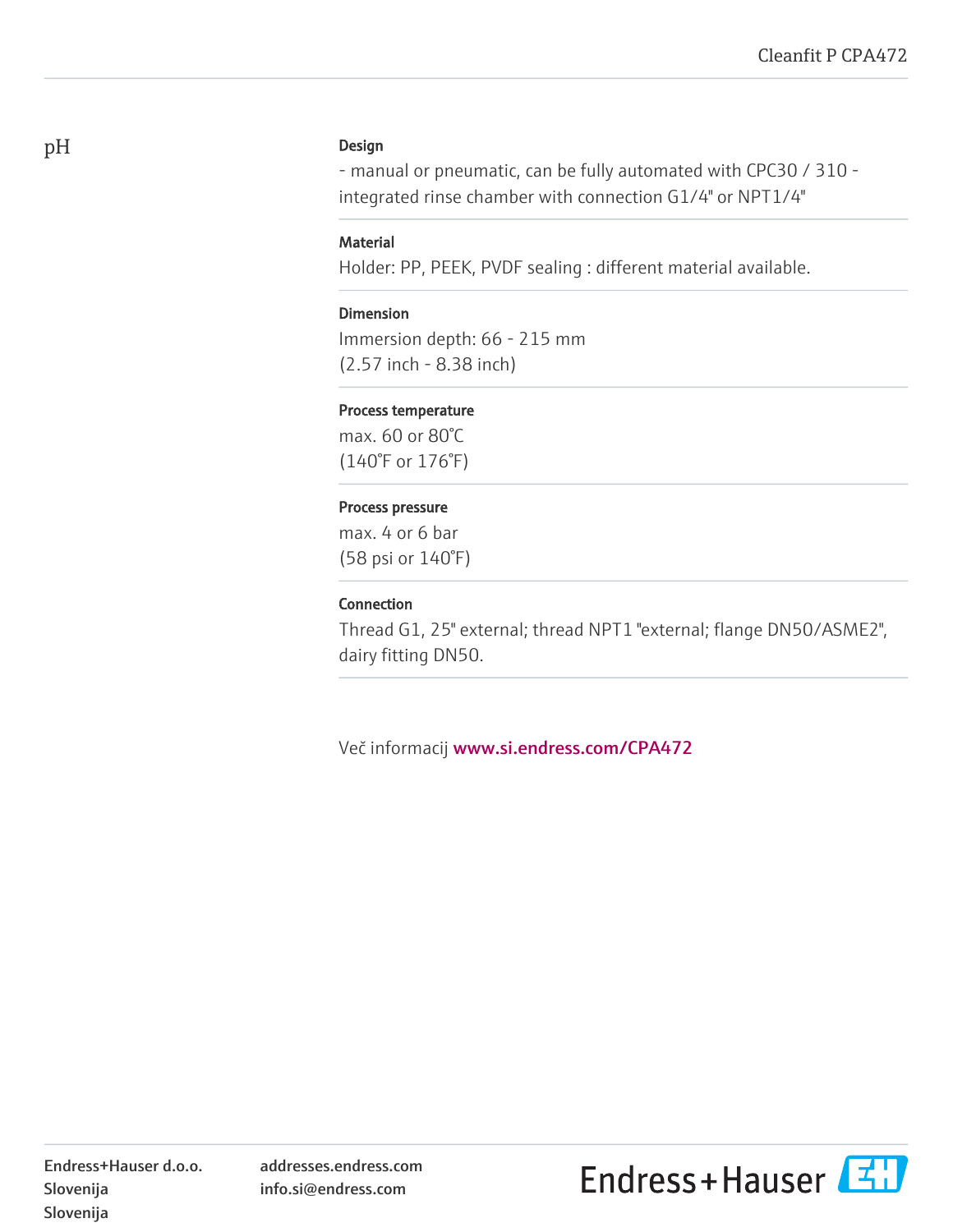# pH

### Design

- manual or pneumatic, can be fully automated with CPC30 / 310 - integrated rinse chamber with connection G1/4" or NPT1/4"

### Material

Holder: PP, PEEK, PVDF sealing : different material available.

### Dimension

Immersion depth: 66 - 215 mm
(2.57 inch - 8.38 inch)

### Process temperature

max. 60 or 80°C
(140°F or 176°F)

### Process pressure

max. 4 or 6 bar
(58 psi or 140°F)

### Connection

Thread G1, 25" external; thread NPT1 "external; flange DN50/ASME2", dairy fitting DN50.

Več informacij www.si.endress.com/CPA472

Endress+Hauser d.o.o.
Slovenija
Slovenija

addresses.endress.com
info.si@endress.com